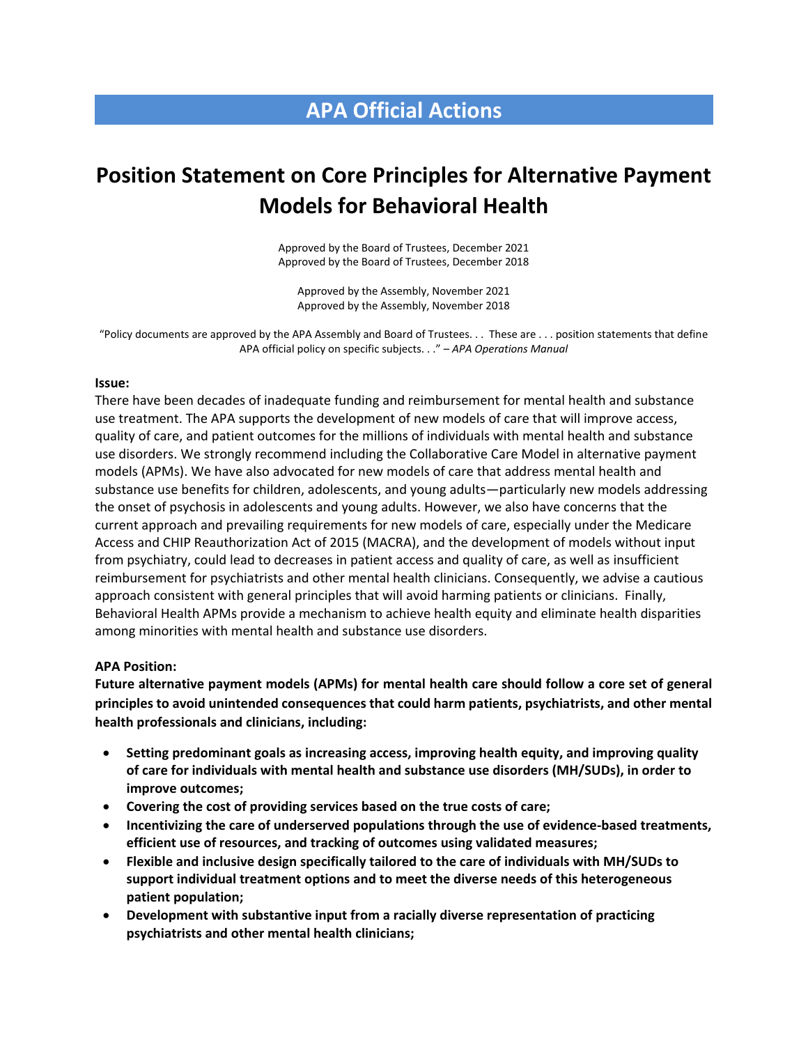# APA Official Actions

# Position Statement on Core Principles for Alternative Payment Models for Behavioral Health

Approved by the Board of Trustees, December 2021
Approved by the Board of Trustees, December 2018

Approved by the Assembly, November 2021
Approved by the Assembly, November 2018

"Policy documents are approved by the APA Assembly and Board of Trustees. . . These are . . . position statements that define APA official policy on specific subjects. . ." – *APA Operations Manual*

**Issue:**

There have been decades of inadequate funding and reimbursement for mental health and substance use treatment. The APA supports the development of new models of care that will improve access, quality of care, and patient outcomes for the millions of individuals with mental health and substance use disorders. We strongly recommend including the Collaborative Care Model in alternative payment models (APMs). We have also advocated for new models of care that address mental health and substance use benefits for children, adolescents, and young adults—particularly new models addressing the onset of psychosis in adolescents and young adults. However, we also have concerns that the current approach and prevailing requirements for new models of care, especially under the Medicare Access and CHIP Reauthorization Act of 2015 (MACRA), and the development of models without input from psychiatry, could lead to decreases in patient access and quality of care, as well as insufficient reimbursement for psychiatrists and other mental health clinicians. Consequently, we advise a cautious approach consistent with general principles that will avoid harming patients or clinicians. Finally, Behavioral Health APMs provide a mechanism to achieve health equity and eliminate health disparities among minorities with mental health and substance use disorders.

**APA Position:**

**Future alternative payment models (APMs) for mental health care should follow a core set of general principles to avoid unintended consequences that could harm patients, psychiatrists, and other mental health professionals and clinicians, including:**

- **Setting predominant goals as increasing access, improving health equity, and improving quality of care for individuals with mental health and substance use disorders (MH/SUDs), in order to improve outcomes;**
- **Covering the cost of providing services based on the true costs of care;**
- **Incentivizing the care of underserved populations through the use of evidence-based treatments, efficient use of resources, and tracking of outcomes using validated measures;**
- **Flexible and inclusive design specifically tailored to the care of individuals with MH/SUDs to support individual treatment options and to meet the diverse needs of this heterogeneous patient population;**
- **Development with substantive input from a racially diverse representation of practicing psychiatrists and other mental health clinicians;**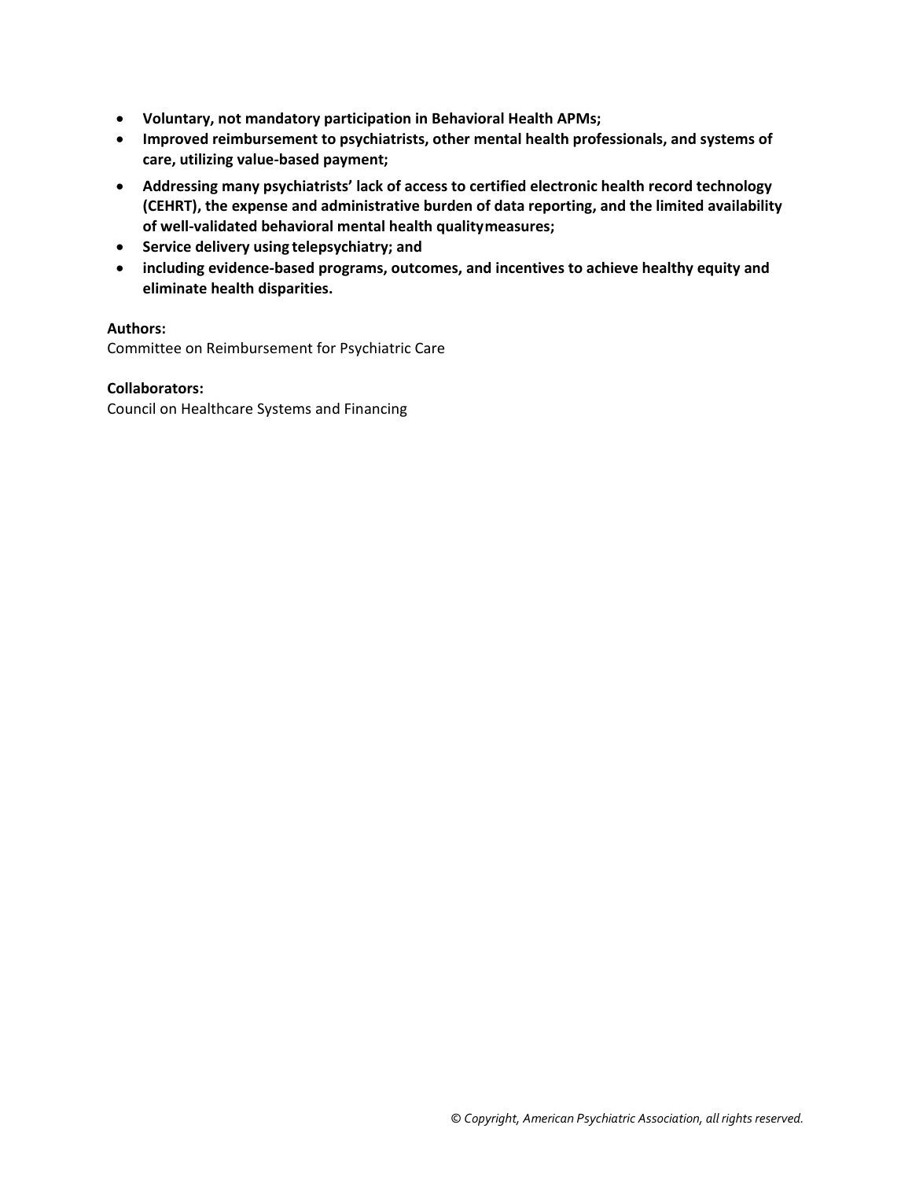- **Voluntary, not mandatory participation in Behavioral Health APMs;**
- **Improved reimbursement to psychiatrists, other mental health professionals, and systems of care, utilizing value-based payment;**
- **Addressing many psychiatrists' lack of access to certified electronic health record technology (CEHRT), the expense and administrative burden of data reporting, and the limited availability of well-validated behavioral mental health qualitymeasures;**
- **Service delivery using telepsychiatry; and**
- **including evidence-based programs, outcomes, and incentives to achieve healthy equity and eliminate health disparities.**

**Authors:**
Committee on Reimbursement for Psychiatric Care

**Collaborators:**
Council on Healthcare Systems and Financing

*© Copyright, American Psychiatric Association, all rights reserved.*